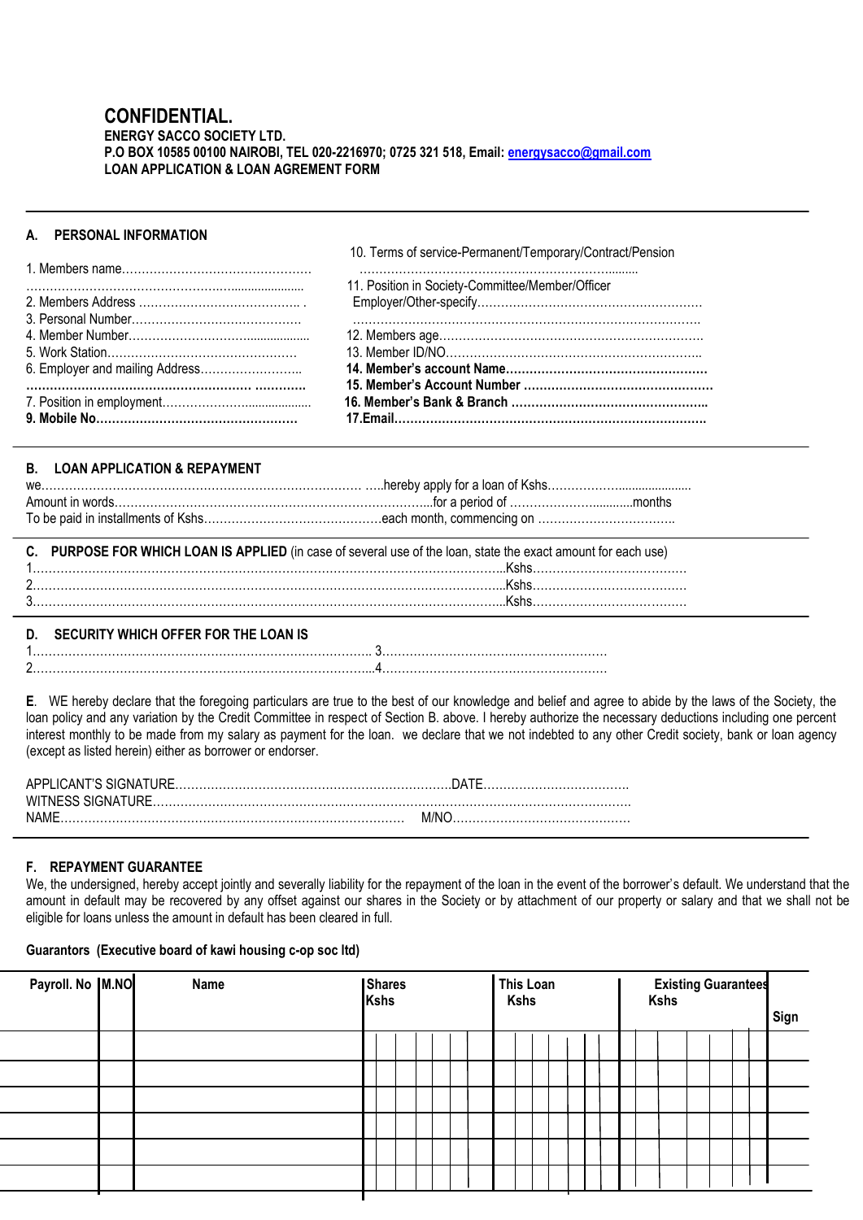# CONFIDENTIAL.

**ENERGY SACCO SOCIETY LTD.**
**P.O BOX 10585 00100 NAIROBI, TEL 020-2216970; 0725 321 518, Email: energysacco@gmail.com**
**LOAN APPLICATION & LOAN AGREMENT FORM**

---

## A. PERSONAL INFORMATION

1. Members name…………………………………………
…………………………………………………………
2. Members Address …………………………………… .
3. Personal Number……………………………………
4. Member Number………………………………………
5. Work Station…………………………………………
6. Employer and mailing Address……………………..
**…………………………………………… …………**
7. Position in employment…………………………………
**9. Mobile No……………………………………………**

10. Terms of service-Permanent/Temporary/Contract/Pension
………………………………………………………………
11. Position in Society-Committee/Member/Officer
Employer/Other-specify…………………………………………………
………………………………………………………………………
12. Members age…………………………………………………………
13. Member ID/NO………………………………………………………..
**14. Member's account Name……………………………………………**
**15. Member's Account Number ………………………………………**
**16. Member's Bank & Branch …………………………………………..**
**17.Email……………………………………………………………………**

---

## B. LOAN APPLICATION & REPAYMENT

we………………………………………………………………………… …..hereby apply for a loan of Kshs……………………………………
Amount in words……………………………………………………………………..for a period of ………………………..........months
To be paid in installments of Kshs………………………………………each month, commencing on ……………………………..

---

## C. PURPOSE FOR WHICH LOAN IS APPLIED (in case of several use of the loan, state the exact amount for each use)

1…………………………………………………………………………………………………..Kshs…………………………………
2…………………………………………………………………………………………………..Kshs…………………………………
3…………………………………………………………………………………………………..Kshs…………………………………

---

## D. SECURITY WHICH OFFER FOR THE LOAN IS

1…………………………………………………………………………. 3…………………………………………………
2…………………………………………………………………………..4…………………………………………………

**E**. WE hereby declare that the foregoing particulars are true to the best of our knowledge and belief and agree to abide by the laws of the Society, the loan policy and any variation by the Credit Committee in respect of Section B. above. I hereby authorize the necessary deductions including one percent interest monthly to be made from my salary as payment for the loan. we declare that we not indebted to any other Credit society, bank or loan agency (except as listed herein) either as borrower or endorser.

APPLICANT'S SIGNATURE……………………………………………………………DATE………………………………
WITNESS SIGNATURE………………………………………………………………………………………………………
NAME…………………………………………………………………………… M/NO………………………………………

---

## F. REPAYMENT GUARANTEE

We, the undersigned, hereby accept jointly and severally liability for the repayment of the loan in the event of the borrower's default. We understand that the amount in default may be recovered by any offset against our shares in the Society or by attachment of our property or salary and that we shall not be eligible for loans unless the amount in default has been cleared in full.

**Guarantors (Executive board of kawi housing c-op soc ltd)**

| Payroll. No | M.NO | Name | Shares Kshs | This Loan Kshs | Existing Guarantees Kshs | Sign |
|---|---|---|---|---|---|---|
| | | | | | | |
| | | | | | | |
| | | | | | | |
| | | | | | | |
| | | | | | | |
| | | | | | | |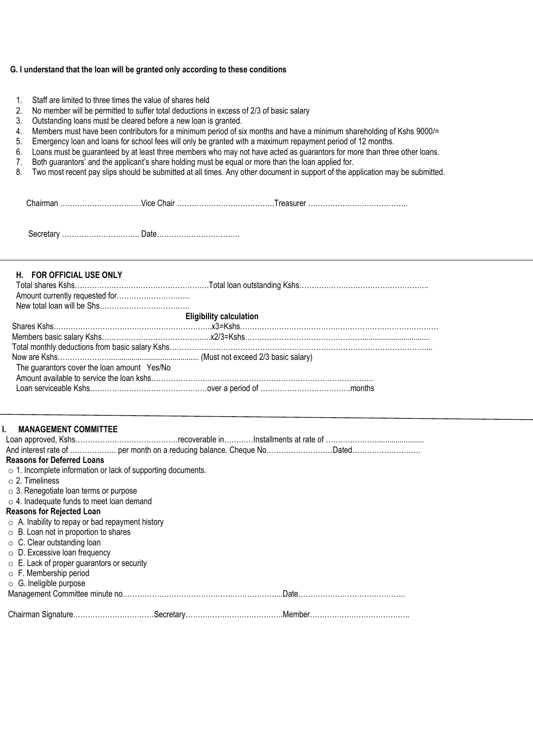**G. I understand that the loan will be granted only according to these conditions**

1. Staff are limited to three times the value of shares held
2. No member will be permitted to suffer total deductions in excess of 2/3 of basic salary
3. Outstanding loans must be cleared before a new loan is granted.
4. Members must have been contributors for a minimum period of six months and have a minimum shareholding of Kshs 9000/=
5. Emergency loan and loans for school fees will only be granted with a maximum repayment period of 12 months.
6. Loans must be guaranteed by at least three members who may not have acted as guarantors for more than three other loans.
7. Both guarantors' and the applicant's share holding must be equal or more than the loan applied for.
8. Two most recent pay slips should be submitted at all times. Any other document in support of the application may be submitted.

Chairman ……………………………Vice Chair ………………………………….Treasurer …………………………………..

Secretary ………………………….. Date…………………………….

## H. FOR OFFICIAL USE ONLY

Total shares Kshs……………………………………………….Total loan outstanding Kshs……………………………………………..

Amount currently requested for…………………………

New total loan will be Shs……………………………….

**Eligibility calculation**

Shares Kshs………………………………………………………..x3=Kshs……………………………………………………………………

Members basic salary Kshs……………………………………..x2/3=Kshs…………………………………………...............................

Total monthly deductions from basic salary Kshs……………………………………………………………………………………...

Now are Kshs………………….......................................... (Must not exceed 2/3 basic salary)

The guarantors cover the loan amount Yes/No

Amount available to service the loan kshs…………………………………………………………………………….

Loan serviceable Kshs…………………………………………over a period of ……………………………….months

## I. MANAGEMENT COMMITTEE

Loan approved, Kshs……………………………………recoverable in…………Installments at rate of …………………......................

And interest rate of ………………. per month on a reducing balance. Cheque No………………………Dated……………………….

**Reasons for Deferred Loans**

- ○ 1. Incomplete information or lack of supporting documents.
- ○ 2. Timeliness
- ○ 3. Renegotiate loan terms or purpose
- ○ 4. Inadequate funds to meet loan demand

**Reasons for Rejected Loan**

- ○ A. Inability to repay or bad repayment history
- ○ B. Loan not in proportion to shares
- ○ C. Clear outstanding loan
- ○ D. Excessive loan frequency
- ○ E. Lack of proper guarantors or security
- ○ F. Membership period
- ○ G. Ineligible purpose

Management Committee minute no…………………………………………………………...Date……………………………………..

Chairman Signature……………………………Secretary………………………………….Member…………………………………..